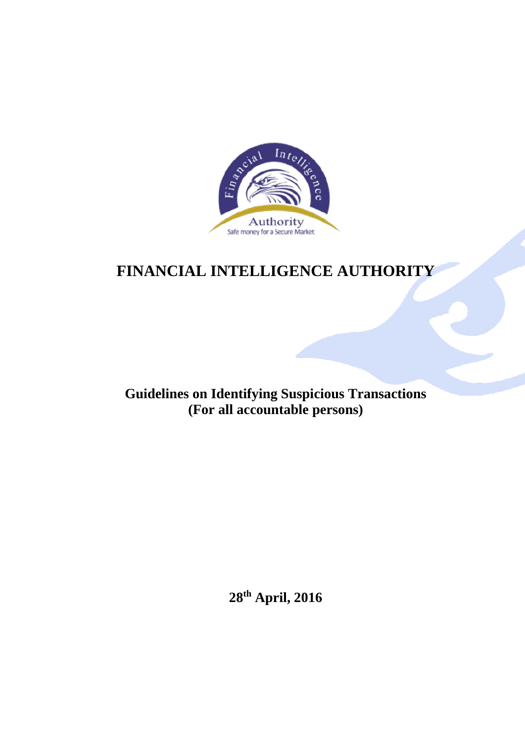# FINANCIAL INTELLIGENCE AUTHORITY

**Guidelines on Identifying Suspicious Transactions**
**(For all accountable persons)**

**28th April, 2016**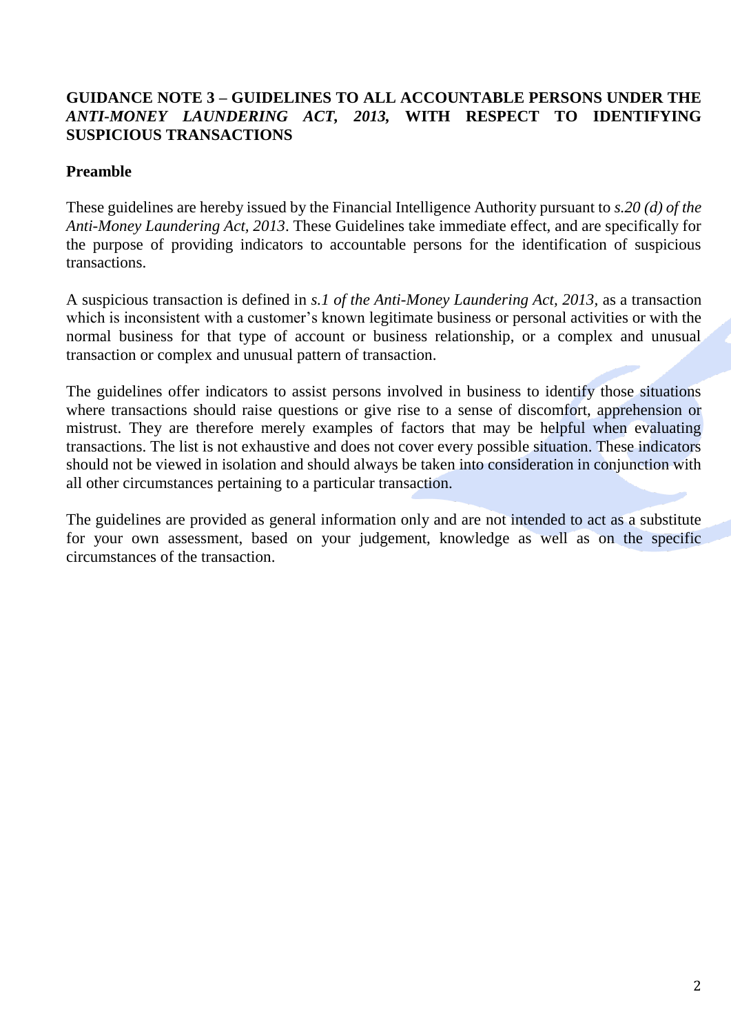**GUIDANCE NOTE 3 – GUIDELINES TO ALL ACCOUNTABLE PERSONS UNDER THE *ANTI-MONEY LAUNDERING ACT, 2013*, WITH RESPECT TO IDENTIFYING SUSPICIOUS TRANSACTIONS**

**Preamble**

These guidelines are hereby issued by the Financial Intelligence Authority pursuant to *s.20 (d) of the Anti-Money Laundering Act, 2013*. These Guidelines take immediate effect, and are specifically for the purpose of providing indicators to accountable persons for the identification of suspicious transactions.

A suspicious transaction is defined in *s.1 of the Anti-Money Laundering Act, 2013*, as a transaction which is inconsistent with a customer's known legitimate business or personal activities or with the normal business for that type of account or business relationship, or a complex and unusual transaction or complex and unusual pattern of transaction.

The guidelines offer indicators to assist persons involved in business to identify those situations where transactions should raise questions or give rise to a sense of discomfort, apprehension or mistrust. They are therefore merely examples of factors that may be helpful when evaluating transactions. The list is not exhaustive and does not cover every possible situation. These indicators should not be viewed in isolation and should always be taken into consideration in conjunction with all other circumstances pertaining to a particular transaction.

The guidelines are provided as general information only and are not intended to act as a substitute for your own assessment, based on your judgement, knowledge as well as on the specific circumstances of the transaction.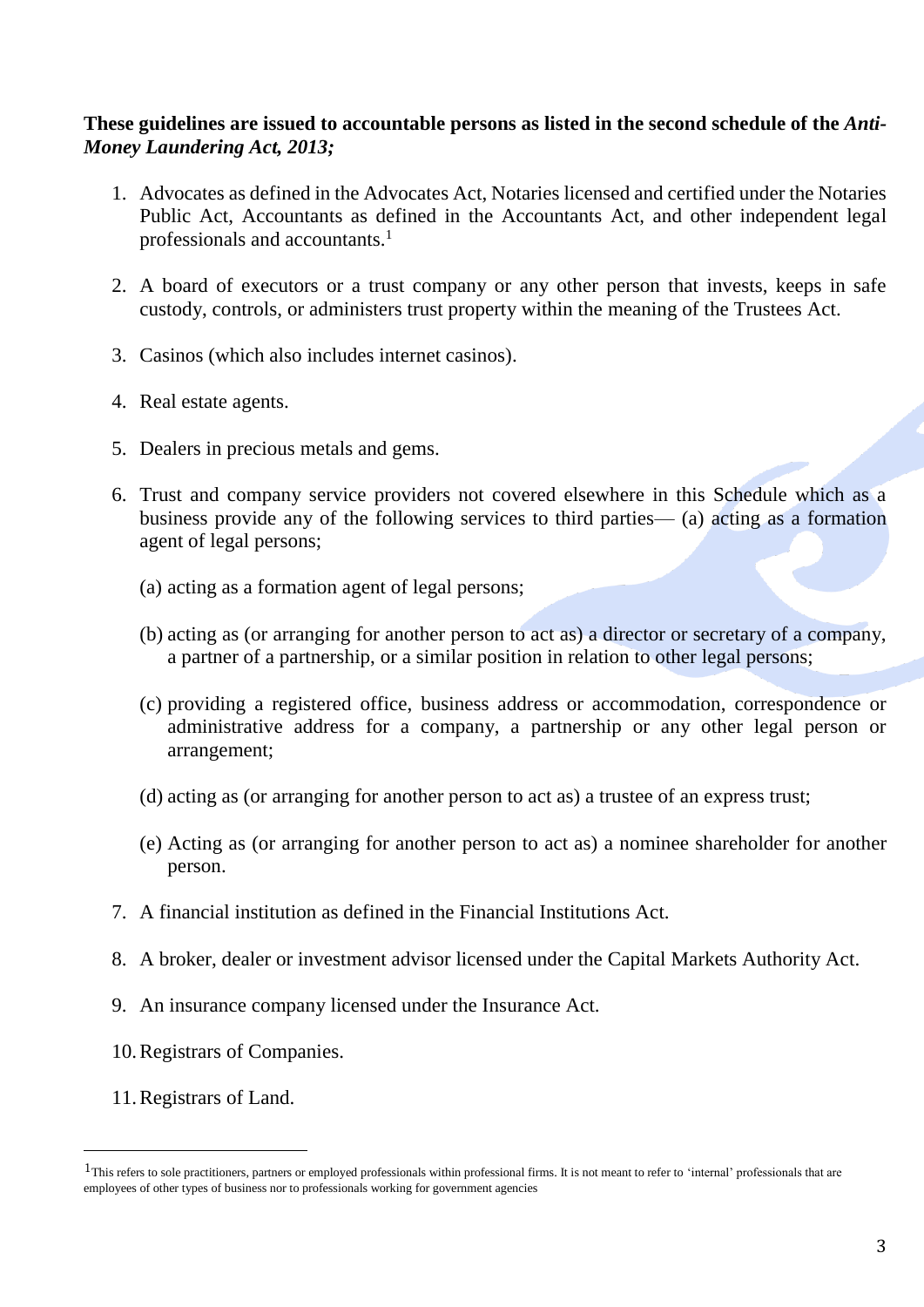**These guidelines are issued to accountable persons as listed in the second schedule of the *Anti-Money Laundering Act, 2013;***

1. Advocates as defined in the Advocates Act, Notaries licensed and certified under the Notaries Public Act, Accountants as defined in the Accountants Act, and other independent legal professionals and accountants.[1]

2. A board of executors or a trust company or any other person that invests, keeps in safe custody, controls, or administers trust property within the meaning of the Trustees Act.

3. Casinos (which also includes internet casinos).

4. Real estate agents.

5. Dealers in precious metals and gems.

6. Trust and company service providers not covered elsewhere in this Schedule which as a business provide any of the following services to third parties— (a) acting as a formation agent of legal persons;

   (a) acting as a formation agent of legal persons;

   (b) acting as (or arranging for another person to act as) a director or secretary of a company, a partner of a partnership, or a similar position in relation to other legal persons;

   (c) providing a registered office, business address or accommodation, correspondence or administrative address for a company, a partnership or any other legal person or arrangement;

   (d) acting as (or arranging for another person to act as) a trustee of an express trust;

   (e) Acting as (or arranging for another person to act as) a nominee shareholder for another person.

7. A financial institution as defined in the Financial Institutions Act.

8. A broker, dealer or investment advisor licensed under the Capital Markets Authority Act.

9. An insurance company licensed under the Insurance Act.

10. Registrars of Companies.

11. Registrars of Land.

---

[1] This refers to sole practitioners, partners or employed professionals within professional firms. It is not meant to refer to 'internal' professionals that are employees of other types of business nor to professionals working for government agencies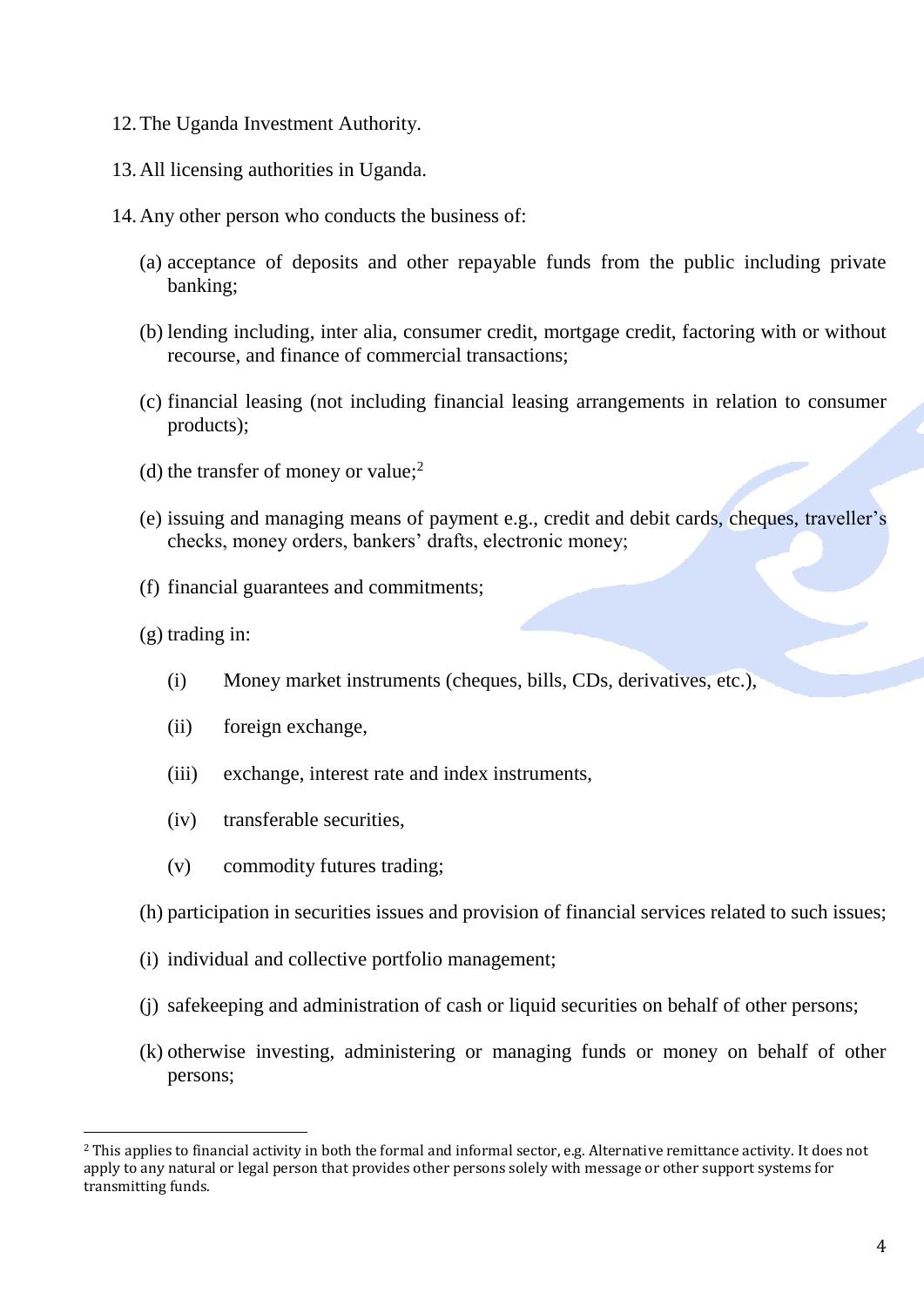12. The Uganda Investment Authority.

13. All licensing authorities in Uganda.

14. Any other person who conducts the business of:

    (a) acceptance of deposits and other repayable funds from the public including private banking;

    (b) lending including, inter alia, consumer credit, mortgage credit, factoring with or without recourse, and finance of commercial transactions;

    (c) financial leasing (not including financial leasing arrangements in relation to consumer products);

    (d) the transfer of money or value;[2]

    (e) issuing and managing means of payment e.g., credit and debit cards, cheques, traveller's checks, money orders, bankers' drafts, electronic money;

    (f) financial guarantees and commitments;

    (g) trading in:

        (i) Money market instruments (cheques, bills, CDs, derivatives, etc.),

        (ii) foreign exchange,

        (iii) exchange, interest rate and index instruments,

        (iv) transferable securities,

        (v) commodity futures trading;

    (h) participation in securities issues and provision of financial services related to such issues;

    (i) individual and collective portfolio management;

    (j) safekeeping and administration of cash or liquid securities on behalf of other persons;

    (k) otherwise investing, administering or managing funds or money on behalf of other persons;

---

[2] This applies to financial activity in both the formal and informal sector, e.g. Alternative remittance activity. It does not apply to any natural or legal person that provides other persons solely with message or other support systems for transmitting funds.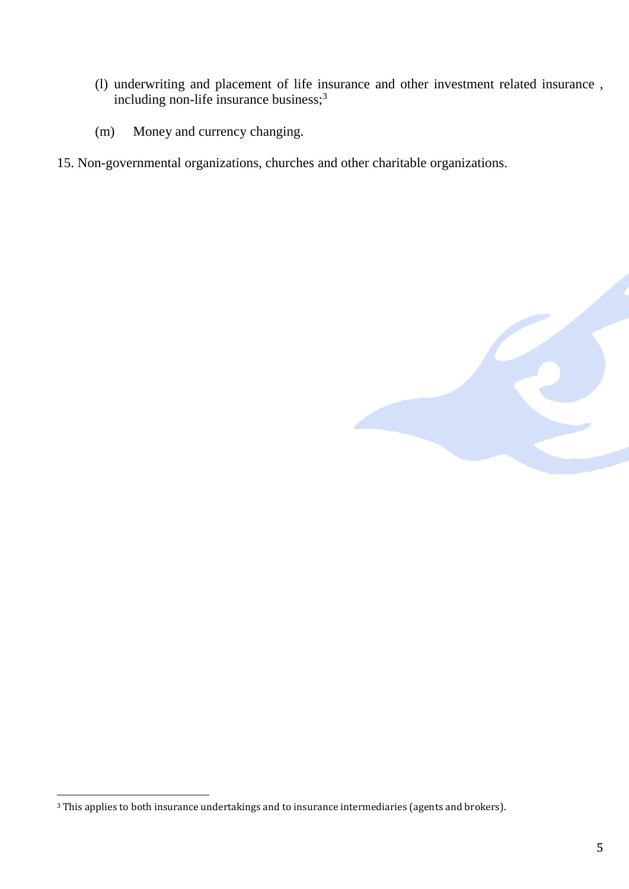(l) underwriting and placement of life insurance and other investment related insurance , including non-life insurance business;[3]

(m) Money and currency changing.

15. Non-governmental organizations, churches and other charitable organizations.

---

[3] This applies to both insurance undertakings and to insurance intermediaries (agents and brokers).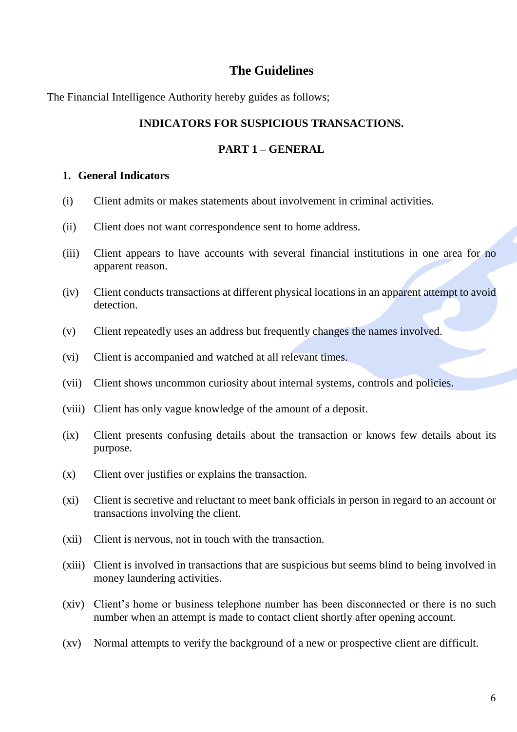# The Guidelines

The Financial Intelligence Authority hereby guides as follows;

## INDICATORS FOR SUSPICIOUS TRANSACTIONS.

## PART 1 – GENERAL

### 1. General Indicators

(i) Client admits or makes statements about involvement in criminal activities.

(ii) Client does not want correspondence sent to home address.

(iii) Client appears to have accounts with several financial institutions in one area for no apparent reason.

(iv) Client conducts transactions at different physical locations in an apparent attempt to avoid detection.

(v) Client repeatedly uses an address but frequently changes the names involved.

(vi) Client is accompanied and watched at all relevant times.

(vii) Client shows uncommon curiosity about internal systems, controls and policies.

(viii) Client has only vague knowledge of the amount of a deposit.

(ix) Client presents confusing details about the transaction or knows few details about its purpose.

(x) Client over justifies or explains the transaction.

(xi) Client is secretive and reluctant to meet bank officials in person in regard to an account or transactions involving the client.

(xii) Client is nervous, not in touch with the transaction.

(xiii) Client is involved in transactions that are suspicious but seems blind to being involved in money laundering activities.

(xiv) Client's home or business telephone number has been disconnected or there is no such number when an attempt is made to contact client shortly after opening account.

(xv) Normal attempts to verify the background of a new or prospective client are difficult.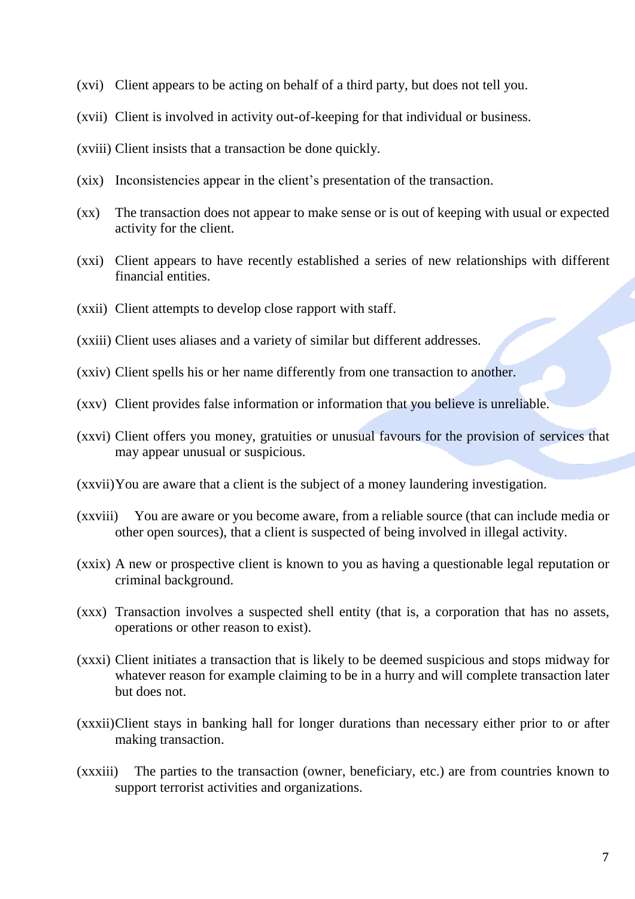(xvi) Client appears to be acting on behalf of a third party, but does not tell you.

(xvii) Client is involved in activity out-of-keeping for that individual or business.

(xviii) Client insists that a transaction be done quickly.

(xix) Inconsistencies appear in the client's presentation of the transaction.

(xx) The transaction does not appear to make sense or is out of keeping with usual or expected activity for the client.

(xxi) Client appears to have recently established a series of new relationships with different financial entities.

(xxii) Client attempts to develop close rapport with staff.

(xxiii) Client uses aliases and a variety of similar but different addresses.

(xxiv) Client spells his or her name differently from one transaction to another.

(xxv) Client provides false information or information that you believe is unreliable.

(xxvi) Client offers you money, gratuities or unusual favours for the provision of services that may appear unusual or suspicious.

(xxvii) You are aware that a client is the subject of a money laundering investigation.

(xxviii) You are aware or you become aware, from a reliable source (that can include media or other open sources), that a client is suspected of being involved in illegal activity.

(xxix) A new or prospective client is known to you as having a questionable legal reputation or criminal background.

(xxx) Transaction involves a suspected shell entity (that is, a corporation that has no assets, operations or other reason to exist).

(xxxi) Client initiates a transaction that is likely to be deemed suspicious and stops midway for whatever reason for example claiming to be in a hurry and will complete transaction later but does not.

(xxxii) Client stays in banking hall for longer durations than necessary either prior to or after making transaction.

(xxxiii) The parties to the transaction (owner, beneficiary, etc.) are from countries known to support terrorist activities and organizations.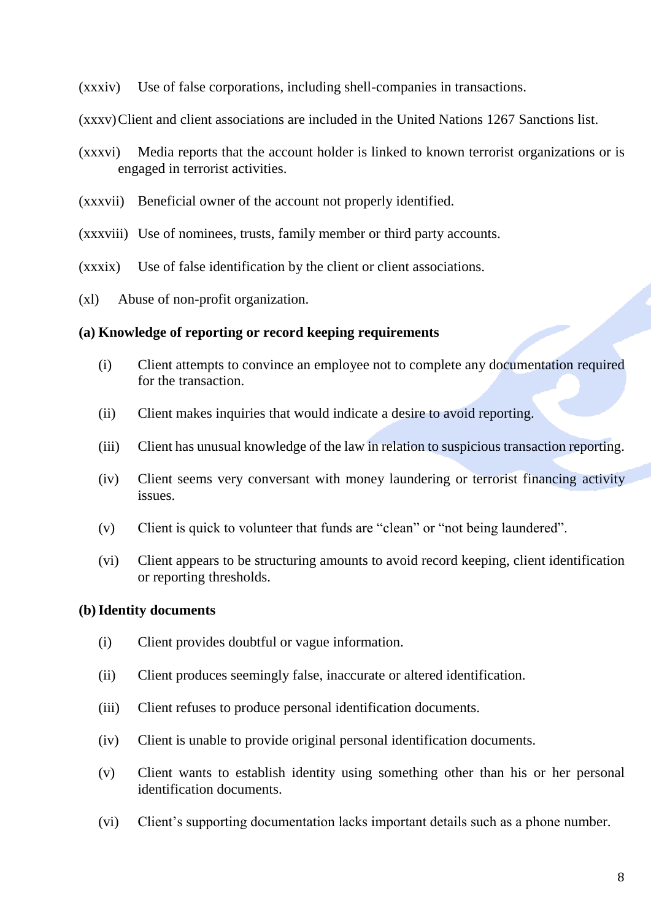(xxxiv) Use of false corporations, including shell-companies in transactions.

(xxxv) Client and client associations are included in the United Nations 1267 Sanctions list.

(xxxvi) Media reports that the account holder is linked to known terrorist organizations or is engaged in terrorist activities.

(xxxvii) Beneficial owner of the account not properly identified.

(xxxviii) Use of nominees, trusts, family member or third party accounts.

(xxxix) Use of false identification by the client or client associations.

(xl) Abuse of non-profit organization.

**(a) Knowledge of reporting or record keeping requirements**

(i) Client attempts to convince an employee not to complete any documentation required for the transaction.

(ii) Client makes inquiries that would indicate a desire to avoid reporting.

(iii) Client has unusual knowledge of the law in relation to suspicious transaction reporting.

(iv) Client seems very conversant with money laundering or terrorist financing activity issues.

(v) Client is quick to volunteer that funds are "clean" or "not being laundered".

(vi) Client appears to be structuring amounts to avoid record keeping, client identification or reporting thresholds.

**(b) Identity documents**

(i) Client provides doubtful or vague information.

(ii) Client produces seemingly false, inaccurate or altered identification.

(iii) Client refuses to produce personal identification documents.

(iv) Client is unable to provide original personal identification documents.

(v) Client wants to establish identity using something other than his or her personal identification documents.

(vi) Client's supporting documentation lacks important details such as a phone number.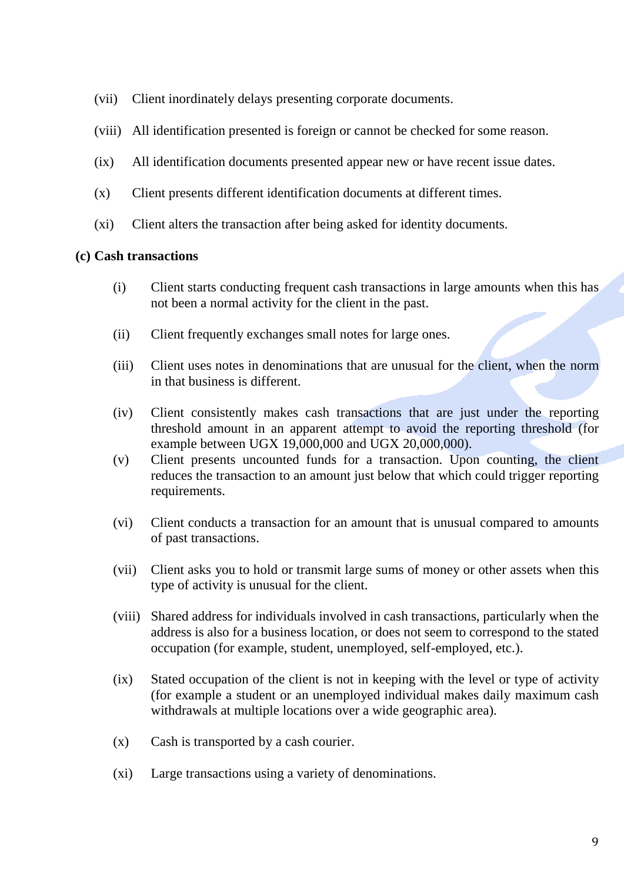(vii) Client inordinately delays presenting corporate documents.

(viii) All identification presented is foreign or cannot be checked for some reason.

(ix) All identification documents presented appear new or have recent issue dates.

(x) Client presents different identification documents at different times.

(xi) Client alters the transaction after being asked for identity documents.

**(c) Cash transactions**

(i) Client starts conducting frequent cash transactions in large amounts when this has not been a normal activity for the client in the past.

(ii) Client frequently exchanges small notes for large ones.

(iii) Client uses notes in denominations that are unusual for the client, when the norm in that business is different.

(iv) Client consistently makes cash transactions that are just under the reporting threshold amount in an apparent attempt to avoid the reporting threshold (for example between UGX 19,000,000 and UGX 20,000,000).

(v) Client presents uncounted funds for a transaction. Upon counting, the client reduces the transaction to an amount just below that which could trigger reporting requirements.

(vi) Client conducts a transaction for an amount that is unusual compared to amounts of past transactions.

(vii) Client asks you to hold or transmit large sums of money or other assets when this type of activity is unusual for the client.

(viii) Shared address for individuals involved in cash transactions, particularly when the address is also for a business location, or does not seem to correspond to the stated occupation (for example, student, unemployed, self-employed, etc.).

(ix) Stated occupation of the client is not in keeping with the level or type of activity (for example a student or an unemployed individual makes daily maximum cash withdrawals at multiple locations over a wide geographic area).

(x) Cash is transported by a cash courier.

(xi) Large transactions using a variety of denominations.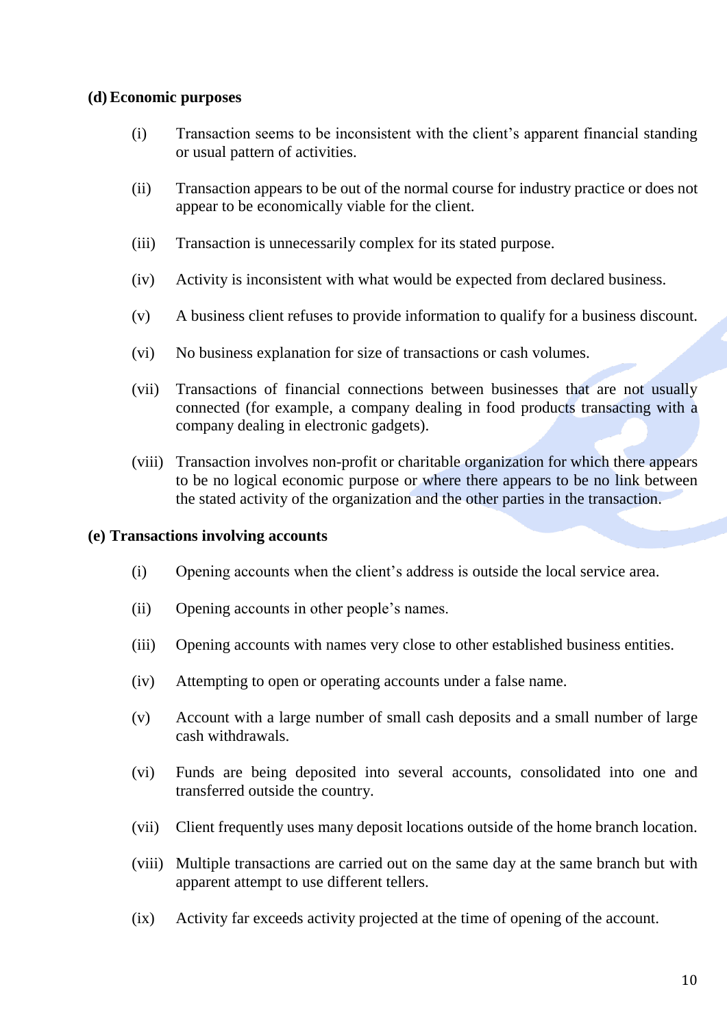**(d) Economic purposes**

(i) Transaction seems to be inconsistent with the client's apparent financial standing or usual pattern of activities.

(ii) Transaction appears to be out of the normal course for industry practice or does not appear to be economically viable for the client.

(iii) Transaction is unnecessarily complex for its stated purpose.

(iv) Activity is inconsistent with what would be expected from declared business.

(v) A business client refuses to provide information to qualify for a business discount.

(vi) No business explanation for size of transactions or cash volumes.

(vii) Transactions of financial connections between businesses that are not usually connected (for example, a company dealing in food products transacting with a company dealing in electronic gadgets).

(viii) Transaction involves non-profit or charitable organization for which there appears to be no logical economic purpose or where there appears to be no link between the stated activity of the organization and the other parties in the transaction.

**(e) Transactions involving accounts**

(i) Opening accounts when the client's address is outside the local service area.

(ii) Opening accounts in other people's names.

(iii) Opening accounts with names very close to other established business entities.

(iv) Attempting to open or operating accounts under a false name.

(v) Account with a large number of small cash deposits and a small number of large cash withdrawals.

(vi) Funds are being deposited into several accounts, consolidated into one and transferred outside the country.

(vii) Client frequently uses many deposit locations outside of the home branch location.

(viii) Multiple transactions are carried out on the same day at the same branch but with apparent attempt to use different tellers.

(ix) Activity far exceeds activity projected at the time of opening of the account.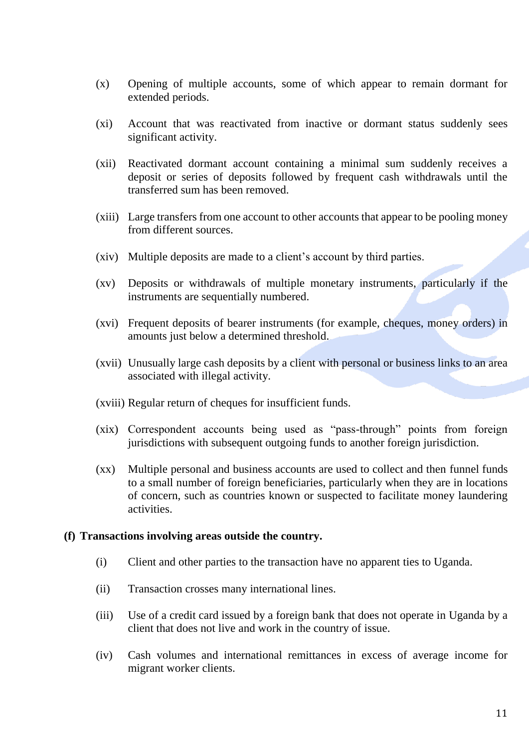(x) Opening of multiple accounts, some of which appear to remain dormant for extended periods.

(xi) Account that was reactivated from inactive or dormant status suddenly sees significant activity.

(xii) Reactivated dormant account containing a minimal sum suddenly receives a deposit or series of deposits followed by frequent cash withdrawals until the transferred sum has been removed.

(xiii) Large transfers from one account to other accounts that appear to be pooling money from different sources.

(xiv) Multiple deposits are made to a client's account by third parties.

(xv) Deposits or withdrawals of multiple monetary instruments, particularly if the instruments are sequentially numbered.

(xvi) Frequent deposits of bearer instruments (for example, cheques, money orders) in amounts just below a determined threshold.

(xvii) Unusually large cash deposits by a client with personal or business links to an area associated with illegal activity.

(xviii) Regular return of cheques for insufficient funds.

(xix) Correspondent accounts being used as "pass-through" points from foreign jurisdictions with subsequent outgoing funds to another foreign jurisdiction.

(xx) Multiple personal and business accounts are used to collect and then funnel funds to a small number of foreign beneficiaries, particularly when they are in locations of concern, such as countries known or suspected to facilitate money laundering activities.

**(f) Transactions involving areas outside the country.**

(i) Client and other parties to the transaction have no apparent ties to Uganda.

(ii) Transaction crosses many international lines.

(iii) Use of a credit card issued by a foreign bank that does not operate in Uganda by a client that does not live and work in the country of issue.

(iv) Cash volumes and international remittances in excess of average income for migrant worker clients.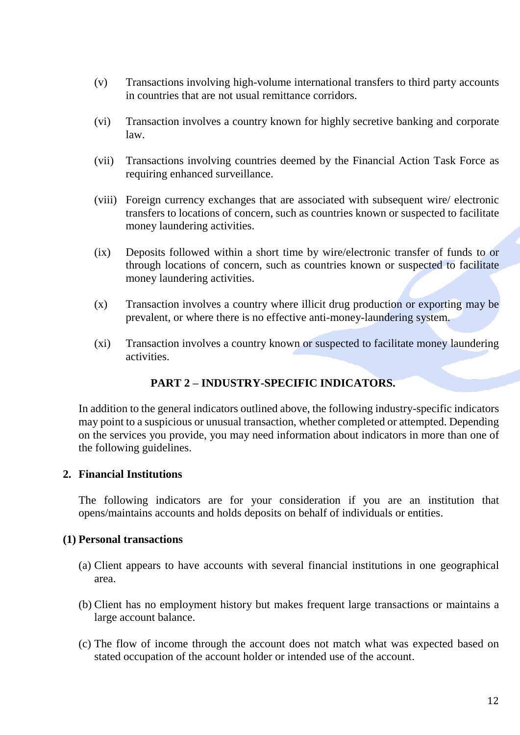(v) Transactions involving high-volume international transfers to third party accounts in countries that are not usual remittance corridors.

(vi) Transaction involves a country known for highly secretive banking and corporate law.

(vii) Transactions involving countries deemed by the Financial Action Task Force as requiring enhanced surveillance.

(viii) Foreign currency exchanges that are associated with subsequent wire/ electronic transfers to locations of concern, such as countries known or suspected to facilitate money laundering activities.

(ix) Deposits followed within a short time by wire/electronic transfer of funds to or through locations of concern, such as countries known or suspected to facilitate money laundering activities.

(x) Transaction involves a country where illicit drug production or exporting may be prevalent, or where there is no effective anti-money-laundering system.

(xi) Transaction involves a country known or suspected to facilitate money laundering activities.

## PART 2 – INDUSTRY-SPECIFIC INDICATORS.

In addition to the general indicators outlined above, the following industry-specific indicators may point to a suspicious or unusual transaction, whether completed or attempted. Depending on the services you provide, you may need information about indicators in more than one of the following guidelines.

### 2. Financial Institutions

The following indicators are for your consideration if you are an institution that opens/maintains accounts and holds deposits on behalf of individuals or entities.

#### (1) Personal transactions

(a) Client appears to have accounts with several financial institutions in one geographical area.

(b) Client has no employment history but makes frequent large transactions or maintains a large account balance.

(c) The flow of income through the account does not match what was expected based on stated occupation of the account holder or intended use of the account.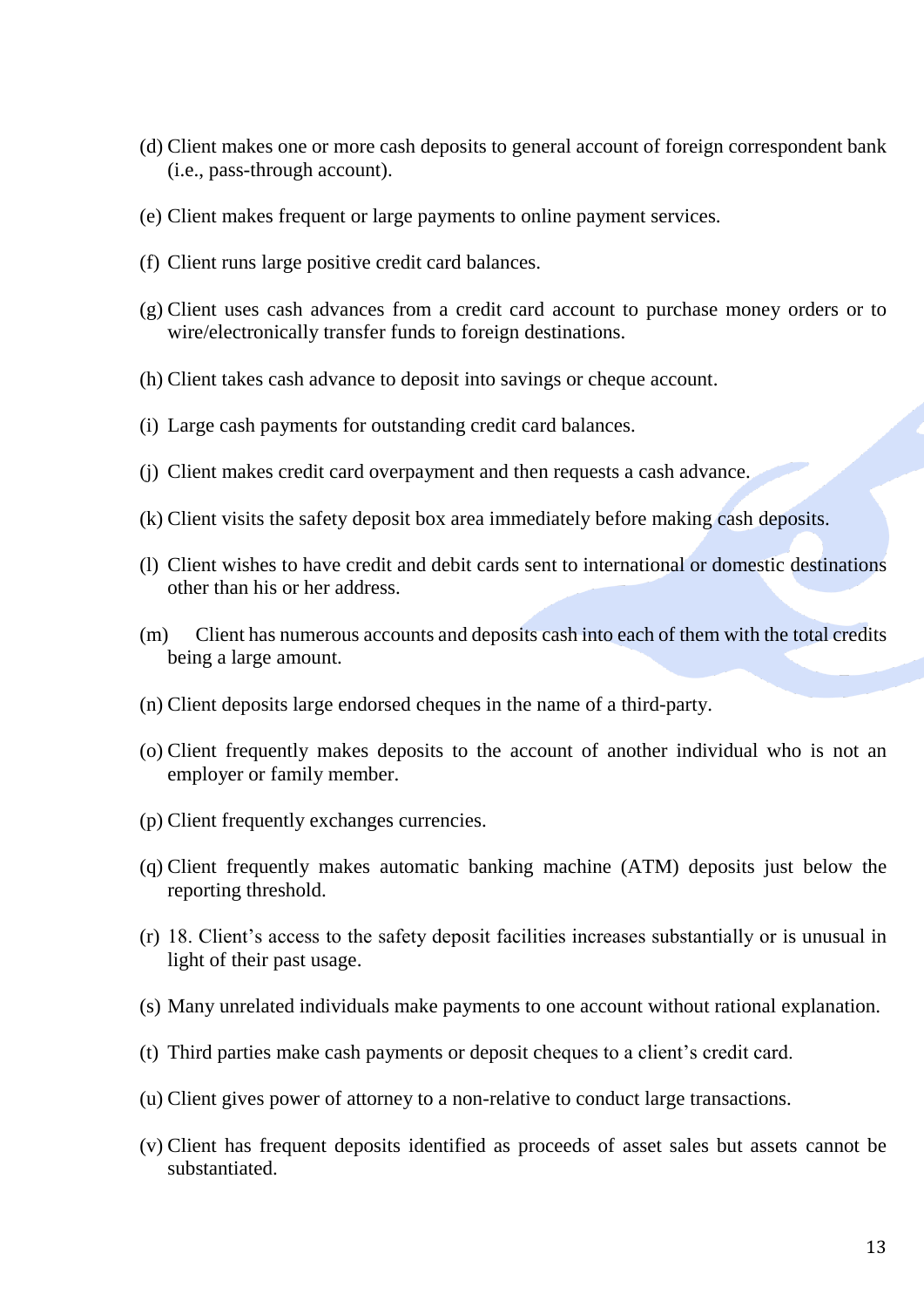(d) Client makes one or more cash deposits to general account of foreign correspondent bank (i.e., pass-through account).

(e) Client makes frequent or large payments to online payment services.

(f) Client runs large positive credit card balances.

(g) Client uses cash advances from a credit card account to purchase money orders or to wire/electronically transfer funds to foreign destinations.

(h) Client takes cash advance to deposit into savings or cheque account.

(i) Large cash payments for outstanding credit card balances.

(j) Client makes credit card overpayment and then requests a cash advance.

(k) Client visits the safety deposit box area immediately before making cash deposits.

(l) Client wishes to have credit and debit cards sent to international or domestic destinations other than his or her address.

(m) Client has numerous accounts and deposits cash into each of them with the total credits being a large amount.

(n) Client deposits large endorsed cheques in the name of a third-party.

(o) Client frequently makes deposits to the account of another individual who is not an employer or family member.

(p) Client frequently exchanges currencies.

(q) Client frequently makes automatic banking machine (ATM) deposits just below the reporting threshold.

(r) 18. Client's access to the safety deposit facilities increases substantially or is unusual in light of their past usage.

(s) Many unrelated individuals make payments to one account without rational explanation.

(t) Third parties make cash payments or deposit cheques to a client's credit card.

(u) Client gives power of attorney to a non-relative to conduct large transactions.

(v) Client has frequent deposits identified as proceeds of asset sales but assets cannot be substantiated.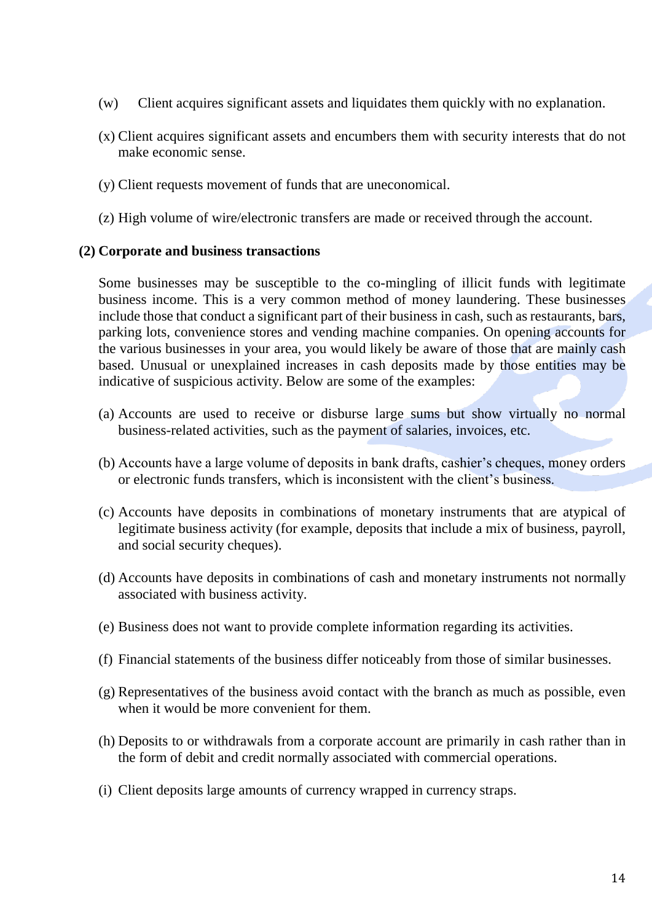(w) Client acquires significant assets and liquidates them quickly with no explanation.

(x) Client acquires significant assets and encumbers them with security interests that do not make economic sense.

(y) Client requests movement of funds that are uneconomical.

(z) High volume of wire/electronic transfers are made or received through the account.

**(2) Corporate and business transactions**

Some businesses may be susceptible to the co-mingling of illicit funds with legitimate business income. This is a very common method of money laundering. These businesses include those that conduct a significant part of their business in cash, such as restaurants, bars, parking lots, convenience stores and vending machine companies. On opening accounts for the various businesses in your area, you would likely be aware of those that are mainly cash based. Unusual or unexplained increases in cash deposits made by those entities may be indicative of suspicious activity. Below are some of the examples:

(a) Accounts are used to receive or disburse large sums but show virtually no normal business-related activities, such as the payment of salaries, invoices, etc.

(b) Accounts have a large volume of deposits in bank drafts, cashier's cheques, money orders or electronic funds transfers, which is inconsistent with the client's business.

(c) Accounts have deposits in combinations of monetary instruments that are atypical of legitimate business activity (for example, deposits that include a mix of business, payroll, and social security cheques).

(d) Accounts have deposits in combinations of cash and monetary instruments not normally associated with business activity.

(e) Business does not want to provide complete information regarding its activities.

(f) Financial statements of the business differ noticeably from those of similar businesses.

(g) Representatives of the business avoid contact with the branch as much as possible, even when it would be more convenient for them.

(h) Deposits to or withdrawals from a corporate account are primarily in cash rather than in the form of debit and credit normally associated with commercial operations.

(i) Client deposits large amounts of currency wrapped in currency straps.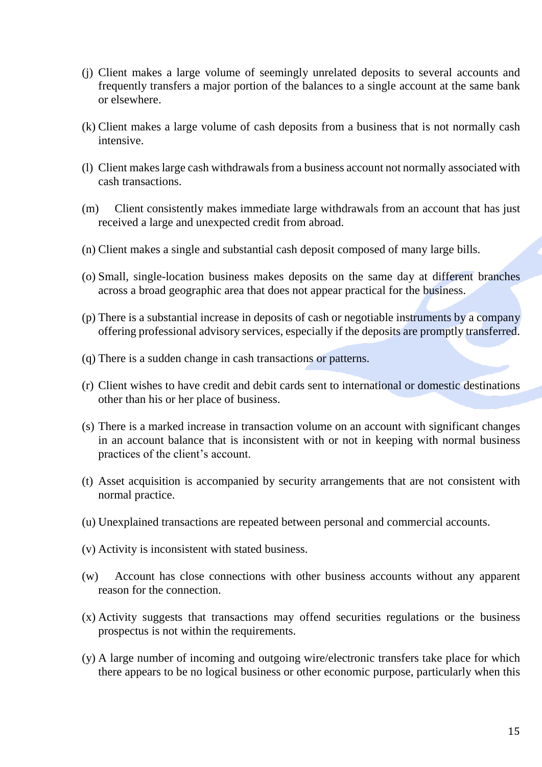(j) Client makes a large volume of seemingly unrelated deposits to several accounts and frequently transfers a major portion of the balances to a single account at the same bank or elsewhere.

(k) Client makes a large volume of cash deposits from a business that is not normally cash intensive.

(l) Client makes large cash withdrawals from a business account not normally associated with cash transactions.

(m) Client consistently makes immediate large withdrawals from an account that has just received a large and unexpected credit from abroad.

(n) Client makes a single and substantial cash deposit composed of many large bills.

(o) Small, single-location business makes deposits on the same day at different branches across a broad geographic area that does not appear practical for the business.

(p) There is a substantial increase in deposits of cash or negotiable instruments by a company offering professional advisory services, especially if the deposits are promptly transferred.

(q) There is a sudden change in cash transactions or patterns.

(r) Client wishes to have credit and debit cards sent to international or domestic destinations other than his or her place of business.

(s) There is a marked increase in transaction volume on an account with significant changes in an account balance that is inconsistent with or not in keeping with normal business practices of the client's account.

(t) Asset acquisition is accompanied by security arrangements that are not consistent with normal practice.

(u) Unexplained transactions are repeated between personal and commercial accounts.

(v) Activity is inconsistent with stated business.

(w) Account has close connections with other business accounts without any apparent reason for the connection.

(x) Activity suggests that transactions may offend securities regulations or the business prospectus is not within the requirements.

(y) A large number of incoming and outgoing wire/electronic transfers take place for which there appears to be no logical business or other economic purpose, particularly when this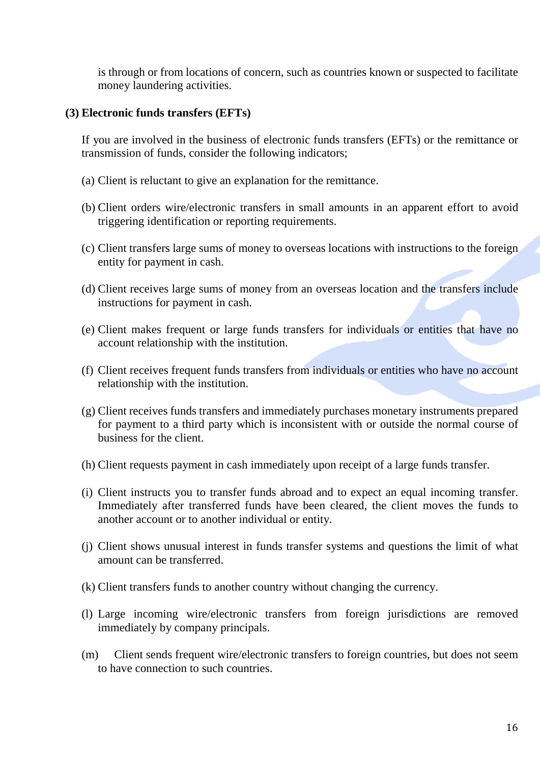is through or from locations of concern, such as countries known or suspected to facilitate money laundering activities.

**(3) Electronic funds transfers (EFTs)**

If you are involved in the business of electronic funds transfers (EFTs) or the remittance or transmission of funds, consider the following indicators;

(a) Client is reluctant to give an explanation for the remittance.

(b) Client orders wire/electronic transfers in small amounts in an apparent effort to avoid triggering identification or reporting requirements.

(c) Client transfers large sums of money to overseas locations with instructions to the foreign entity for payment in cash.

(d) Client receives large sums of money from an overseas location and the transfers include instructions for payment in cash.

(e) Client makes frequent or large funds transfers for individuals or entities that have no account relationship with the institution.

(f) Client receives frequent funds transfers from individuals or entities who have no account relationship with the institution.

(g) Client receives funds transfers and immediately purchases monetary instruments prepared for payment to a third party which is inconsistent with or outside the normal course of business for the client.

(h) Client requests payment in cash immediately upon receipt of a large funds transfer.

(i) Client instructs you to transfer funds abroad and to expect an equal incoming transfer. Immediately after transferred funds have been cleared, the client moves the funds to another account or to another individual or entity.

(j) Client shows unusual interest in funds transfer systems and questions the limit of what amount can be transferred.

(k) Client transfers funds to another country without changing the currency.

(l) Large incoming wire/electronic transfers from foreign jurisdictions are removed immediately by company principals.

(m) Client sends frequent wire/electronic transfers to foreign countries, but does not seem to have connection to such countries.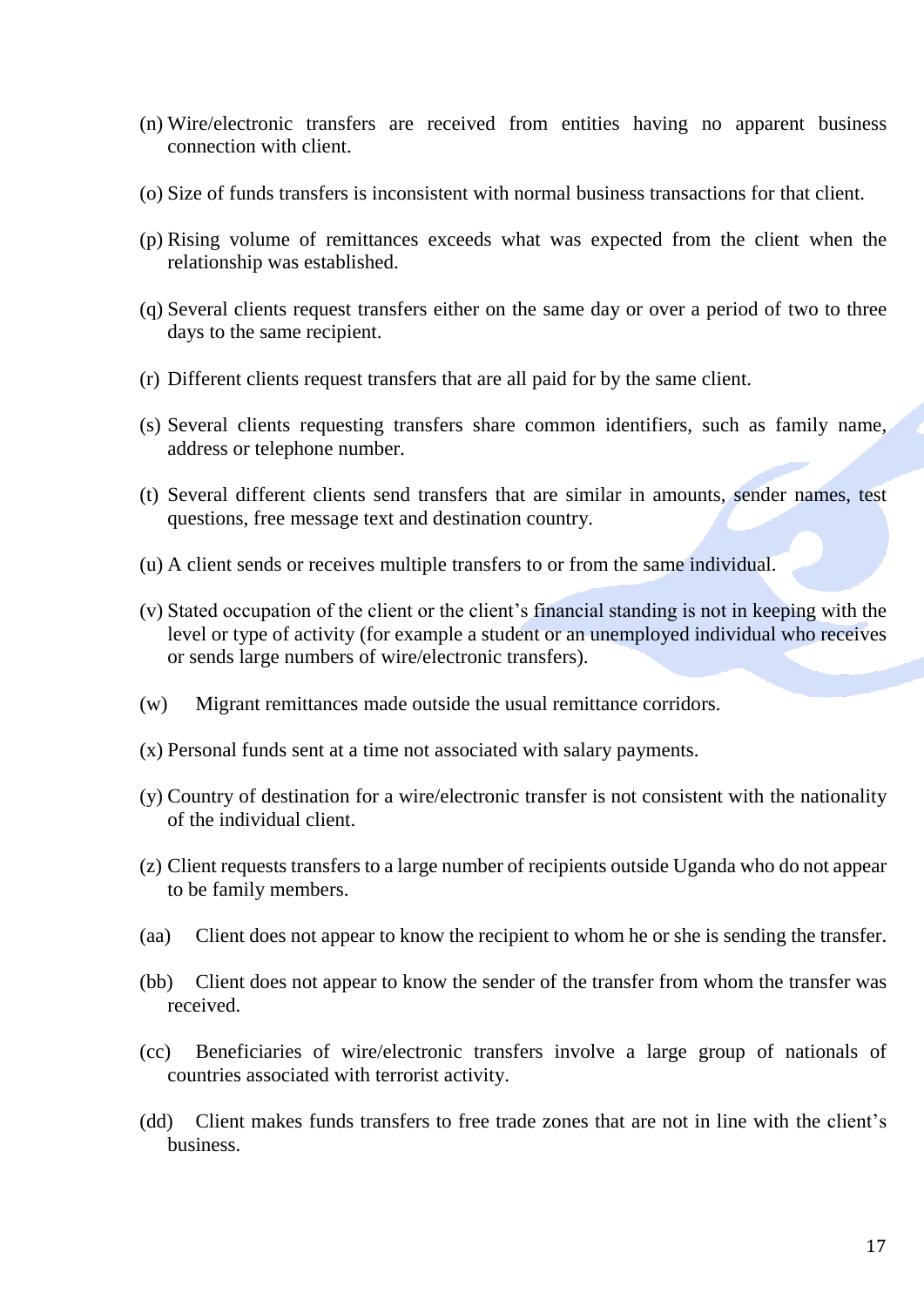(n) Wire/electronic transfers are received from entities having no apparent business connection with client.

(o) Size of funds transfers is inconsistent with normal business transactions for that client.

(p) Rising volume of remittances exceeds what was expected from the client when the relationship was established.

(q) Several clients request transfers either on the same day or over a period of two to three days to the same recipient.

(r) Different clients request transfers that are all paid for by the same client.

(s) Several clients requesting transfers share common identifiers, such as family name, address or telephone number.

(t) Several different clients send transfers that are similar in amounts, sender names, test questions, free message text and destination country.

(u) A client sends or receives multiple transfers to or from the same individual.

(v) Stated occupation of the client or the client's financial standing is not in keeping with the level or type of activity (for example a student or an unemployed individual who receives or sends large numbers of wire/electronic transfers).

(w) Migrant remittances made outside the usual remittance corridors.

(x) Personal funds sent at a time not associated with salary payments.

(y) Country of destination for a wire/electronic transfer is not consistent with the nationality of the individual client.

(z) Client requests transfers to a large number of recipients outside Uganda who do not appear to be family members.

(aa) Client does not appear to know the recipient to whom he or she is sending the transfer.

(bb) Client does not appear to know the sender of the transfer from whom the transfer was received.

(cc) Beneficiaries of wire/electronic transfers involve a large group of nationals of countries associated with terrorist activity.

(dd) Client makes funds transfers to free trade zones that are not in line with the client's business.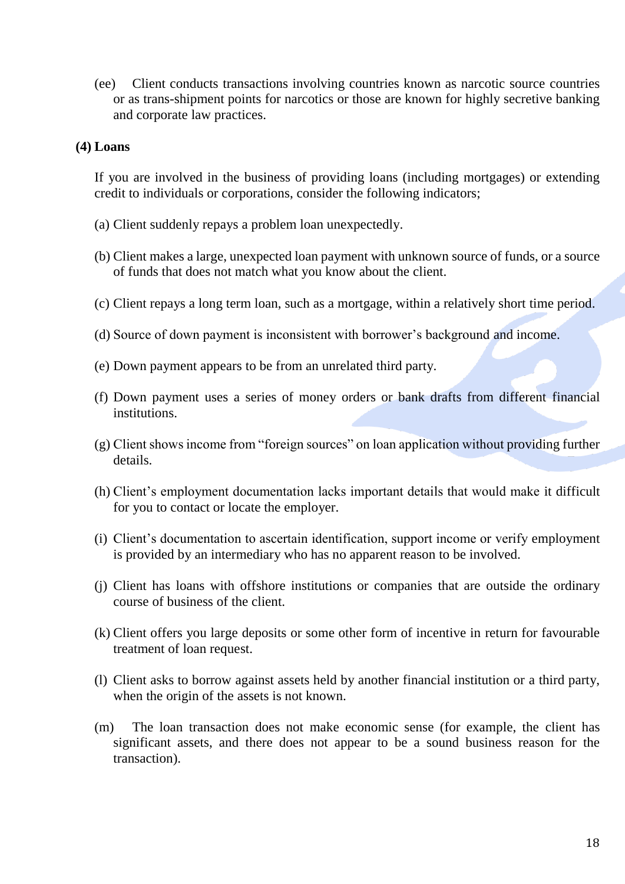(ee) Client conducts transactions involving countries known as narcotic source countries or as trans-shipment points for narcotics or those are known for highly secretive banking and corporate law practices.

**(4) Loans**

If you are involved in the business of providing loans (including mortgages) or extending credit to individuals or corporations, consider the following indicators;

(a) Client suddenly repays a problem loan unexpectedly.

(b) Client makes a large, unexpected loan payment with unknown source of funds, or a source of funds that does not match what you know about the client.

(c) Client repays a long term loan, such as a mortgage, within a relatively short time period.

(d) Source of down payment is inconsistent with borrower's background and income.

(e) Down payment appears to be from an unrelated third party.

(f) Down payment uses a series of money orders or bank drafts from different financial institutions.

(g) Client shows income from "foreign sources" on loan application without providing further details.

(h) Client's employment documentation lacks important details that would make it difficult for you to contact or locate the employer.

(i) Client's documentation to ascertain identification, support income or verify employment is provided by an intermediary who has no apparent reason to be involved.

(j) Client has loans with offshore institutions or companies that are outside the ordinary course of business of the client.

(k) Client offers you large deposits or some other form of incentive in return for favourable treatment of loan request.

(l) Client asks to borrow against assets held by another financial institution or a third party, when the origin of the assets is not known.

(m) The loan transaction does not make economic sense (for example, the client has significant assets, and there does not appear to be a sound business reason for the transaction).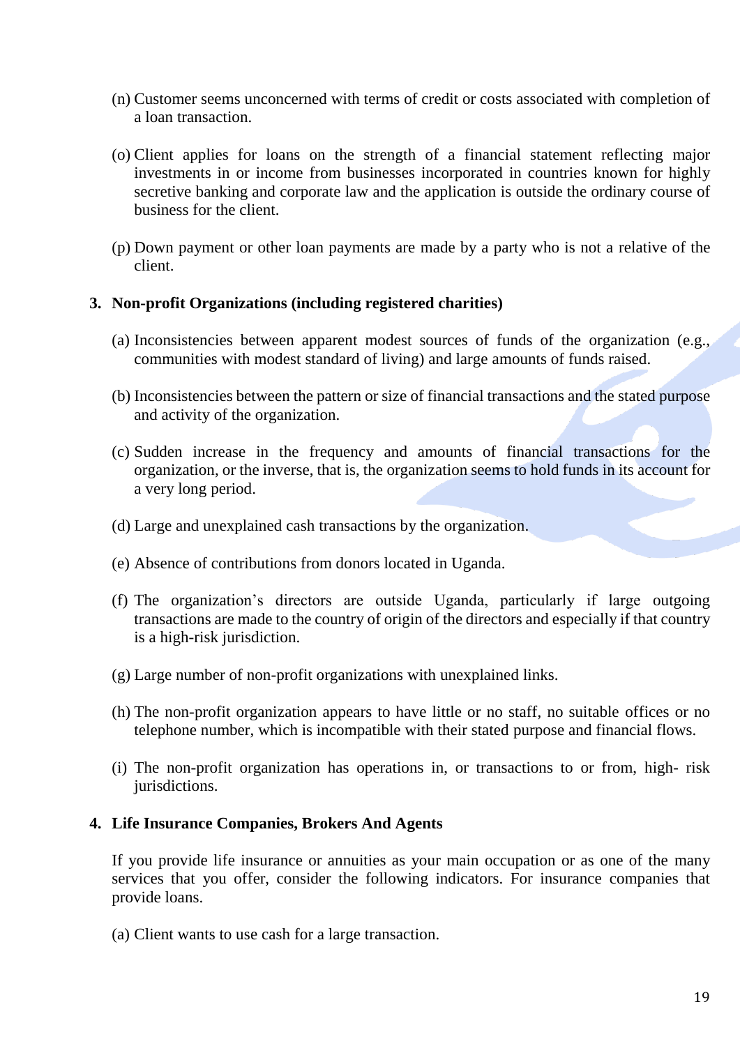(n) Customer seems unconcerned with terms of credit or costs associated with completion of a loan transaction.

(o) Client applies for loans on the strength of a financial statement reflecting major investments in or income from businesses incorporated in countries known for highly secretive banking and corporate law and the application is outside the ordinary course of business for the client.

(p) Down payment or other loan payments are made by a party who is not a relative of the client.

### 3. Non-profit Organizations (including registered charities)

(a) Inconsistencies between apparent modest sources of funds of the organization (e.g., communities with modest standard of living) and large amounts of funds raised.

(b) Inconsistencies between the pattern or size of financial transactions and the stated purpose and activity of the organization.

(c) Sudden increase in the frequency and amounts of financial transactions for the organization, or the inverse, that is, the organization seems to hold funds in its account for a very long period.

(d) Large and unexplained cash transactions by the organization.

(e) Absence of contributions from donors located in Uganda.

(f) The organization's directors are outside Uganda, particularly if large outgoing transactions are made to the country of origin of the directors and especially if that country is a high-risk jurisdiction.

(g) Large number of non-profit organizations with unexplained links.

(h) The non-profit organization appears to have little or no staff, no suitable offices or no telephone number, which is incompatible with their stated purpose and financial flows.

(i) The non-profit organization has operations in, or transactions to or from, high- risk jurisdictions.

### 4. Life Insurance Companies, Brokers And Agents

If you provide life insurance or annuities as your main occupation or as one of the many services that you offer, consider the following indicators. For insurance companies that provide loans.

(a) Client wants to use cash for a large transaction.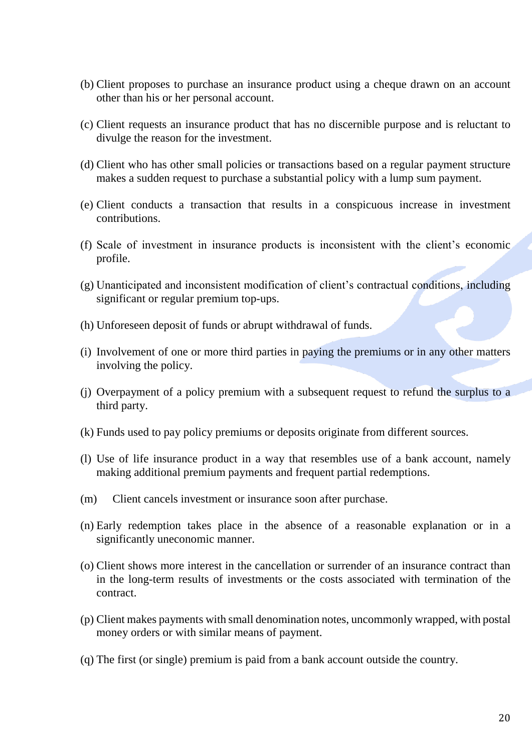(b) Client proposes to purchase an insurance product using a cheque drawn on an account other than his or her personal account.

(c) Client requests an insurance product that has no discernible purpose and is reluctant to divulge the reason for the investment.

(d) Client who has other small policies or transactions based on a regular payment structure makes a sudden request to purchase a substantial policy with a lump sum payment.

(e) Client conducts a transaction that results in a conspicuous increase in investment contributions.

(f) Scale of investment in insurance products is inconsistent with the client's economic profile.

(g) Unanticipated and inconsistent modification of client's contractual conditions, including significant or regular premium top-ups.

(h) Unforeseen deposit of funds or abrupt withdrawal of funds.

(i) Involvement of one or more third parties in paying the premiums or in any other matters involving the policy.

(j) Overpayment of a policy premium with a subsequent request to refund the surplus to a third party.

(k) Funds used to pay policy premiums or deposits originate from different sources.

(l) Use of life insurance product in a way that resembles use of a bank account, namely making additional premium payments and frequent partial redemptions.

(m) Client cancels investment or insurance soon after purchase.

(n) Early redemption takes place in the absence of a reasonable explanation or in a significantly uneconomic manner.

(o) Client shows more interest in the cancellation or surrender of an insurance contract than in the long-term results of investments or the costs associated with termination of the contract.

(p) Client makes payments with small denomination notes, uncommonly wrapped, with postal money orders or with similar means of payment.

(q) The first (or single) premium is paid from a bank account outside the country.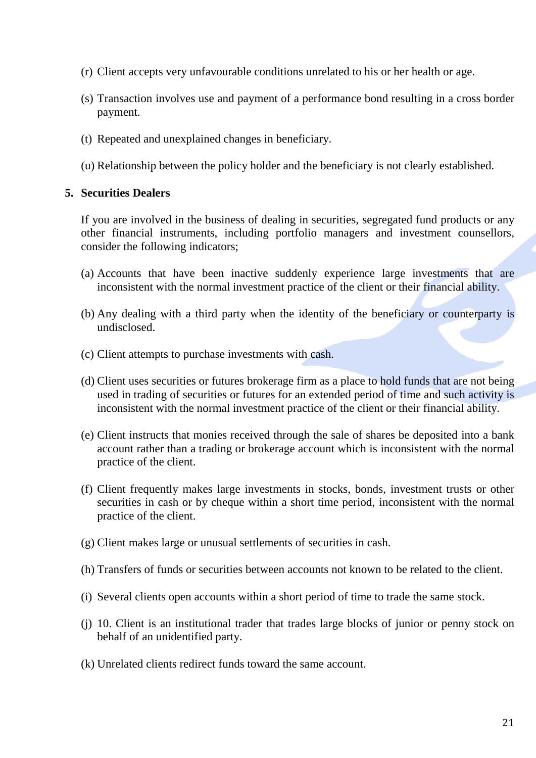(r) Client accepts very unfavourable conditions unrelated to his or her health or age.

(s) Transaction involves use and payment of a performance bond resulting in a cross border payment.

(t) Repeated and unexplained changes in beneficiary.

(u) Relationship between the policy holder and the beneficiary is not clearly established.

**5. Securities Dealers**

If you are involved in the business of dealing in securities, segregated fund products or any other financial instruments, including portfolio managers and investment counsellors, consider the following indicators;

(a) Accounts that have been inactive suddenly experience large investments that are inconsistent with the normal investment practice of the client or their financial ability.

(b) Any dealing with a third party when the identity of the beneficiary or counterparty is undisclosed.

(c) Client attempts to purchase investments with cash.

(d) Client uses securities or futures brokerage firm as a place to hold funds that are not being used in trading of securities or futures for an extended period of time and such activity is inconsistent with the normal investment practice of the client or their financial ability.

(e) Client instructs that monies received through the sale of shares be deposited into a bank account rather than a trading or brokerage account which is inconsistent with the normal practice of the client.

(f) Client frequently makes large investments in stocks, bonds, investment trusts or other securities in cash or by cheque within a short time period, inconsistent with the normal practice of the client.

(g) Client makes large or unusual settlements of securities in cash.

(h) Transfers of funds or securities between accounts not known to be related to the client.

(i) Several clients open accounts within a short period of time to trade the same stock.

(j) 10. Client is an institutional trader that trades large blocks of junior or penny stock on behalf of an unidentified party.

(k) Unrelated clients redirect funds toward the same account.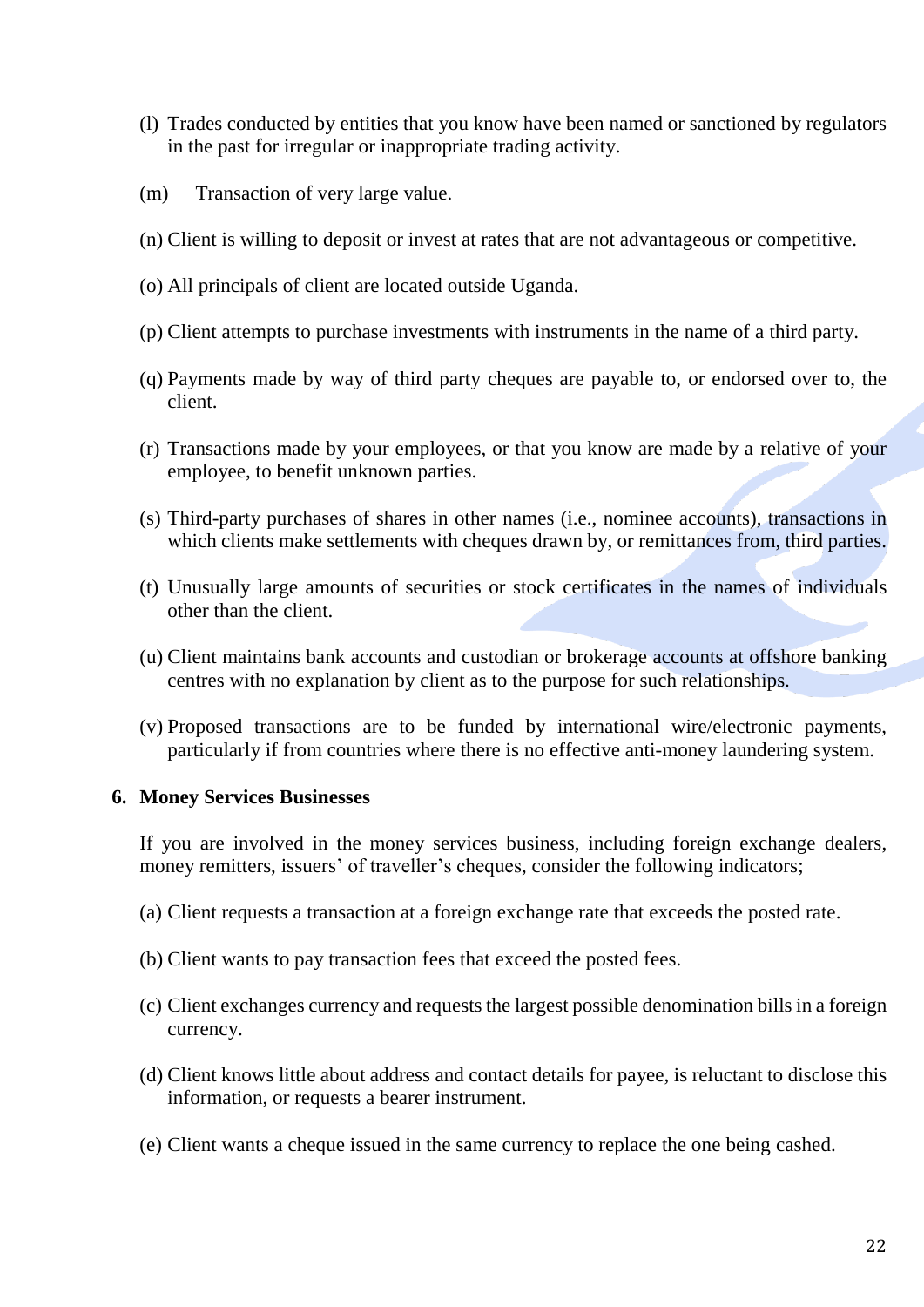(l) Trades conducted by entities that you know have been named or sanctioned by regulators in the past for irregular or inappropriate trading activity.

(m) Transaction of very large value.

(n) Client is willing to deposit or invest at rates that are not advantageous or competitive.

(o) All principals of client are located outside Uganda.

(p) Client attempts to purchase investments with instruments in the name of a third party.

(q) Payments made by way of third party cheques are payable to, or endorsed over to, the client.

(r) Transactions made by your employees, or that you know are made by a relative of your employee, to benefit unknown parties.

(s) Third-party purchases of shares in other names (i.e., nominee accounts), transactions in which clients make settlements with cheques drawn by, or remittances from, third parties.

(t) Unusually large amounts of securities or stock certificates in the names of individuals other than the client.

(u) Client maintains bank accounts and custodian or brokerage accounts at offshore banking centres with no explanation by client as to the purpose for such relationships.

(v) Proposed transactions are to be funded by international wire/electronic payments, particularly if from countries where there is no effective anti-money laundering system.

**6. Money Services Businesses**

If you are involved in the money services business, including foreign exchange dealers, money remitters, issuers' of traveller's cheques, consider the following indicators;

(a) Client requests a transaction at a foreign exchange rate that exceeds the posted rate.

(b) Client wants to pay transaction fees that exceed the posted fees.

(c) Client exchanges currency and requests the largest possible denomination bills in a foreign currency.

(d) Client knows little about address and contact details for payee, is reluctant to disclose this information, or requests a bearer instrument.

(e) Client wants a cheque issued in the same currency to replace the one being cashed.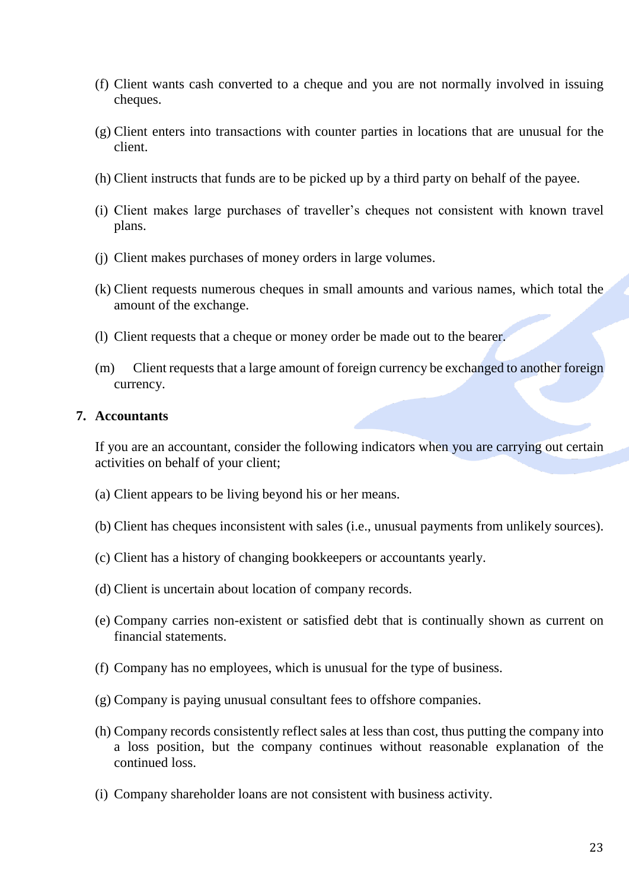(f) Client wants cash converted to a cheque and you are not normally involved in issuing cheques.

(g) Client enters into transactions with counter parties in locations that are unusual for the client.

(h) Client instructs that funds are to be picked up by a third party on behalf of the payee.

(i) Client makes large purchases of traveller's cheques not consistent with known travel plans.

(j) Client makes purchases of money orders in large volumes.

(k) Client requests numerous cheques in small amounts and various names, which total the amount of the exchange.

(l) Client requests that a cheque or money order be made out to the bearer.

(m) Client requests that a large amount of foreign currency be exchanged to another foreign currency.

**7. Accountants**

If you are an accountant, consider the following indicators when you are carrying out certain activities on behalf of your client;

(a) Client appears to be living beyond his or her means.

(b) Client has cheques inconsistent with sales (i.e., unusual payments from unlikely sources).

(c) Client has a history of changing bookkeepers or accountants yearly.

(d) Client is uncertain about location of company records.

(e) Company carries non-existent or satisfied debt that is continually shown as current on financial statements.

(f) Company has no employees, which is unusual for the type of business.

(g) Company is paying unusual consultant fees to offshore companies.

(h) Company records consistently reflect sales at less than cost, thus putting the company into a loss position, but the company continues without reasonable explanation of the continued loss.

(i) Company shareholder loans are not consistent with business activity.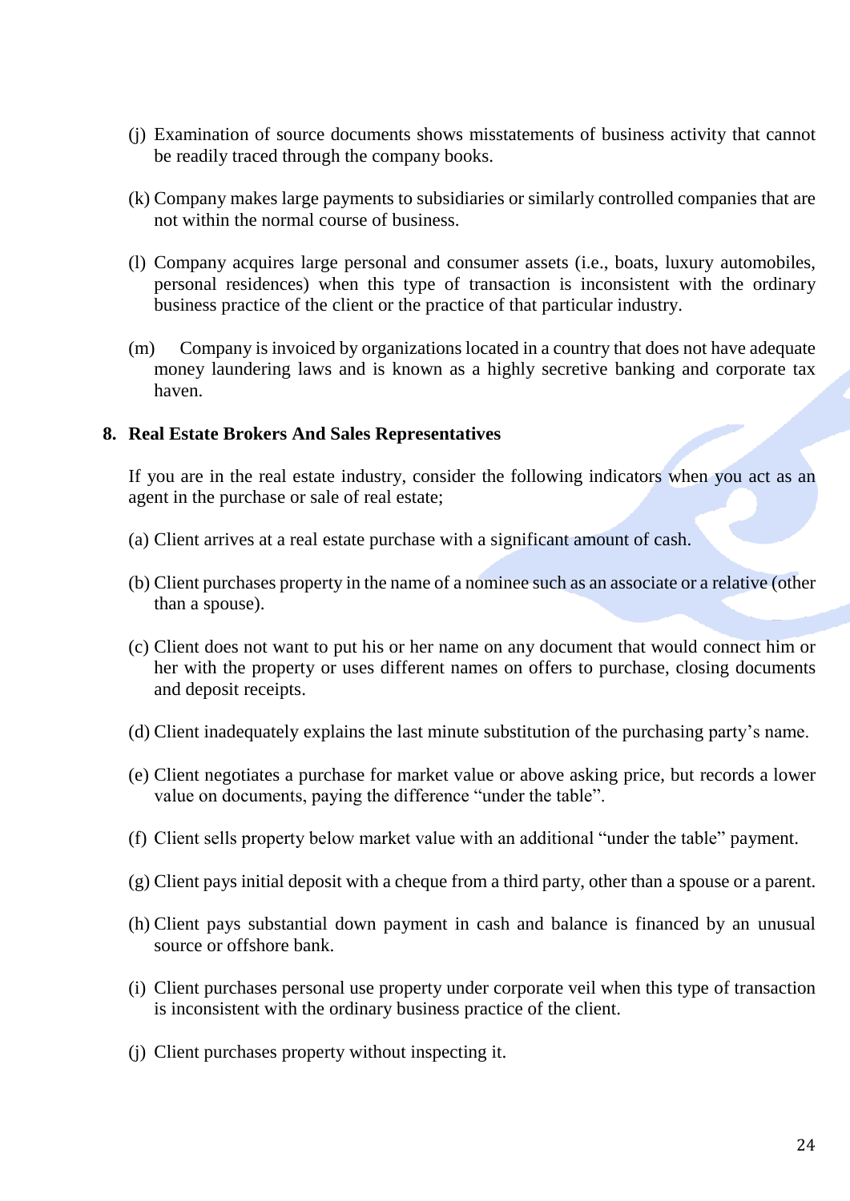(j) Examination of source documents shows misstatements of business activity that cannot be readily traced through the company books.

(k) Company makes large payments to subsidiaries or similarly controlled companies that are not within the normal course of business.

(l) Company acquires large personal and consumer assets (i.e., boats, luxury automobiles, personal residences) when this type of transaction is inconsistent with the ordinary business practice of the client or the practice of that particular industry.

(m) Company is invoiced by organizations located in a country that does not have adequate money laundering laws and is known as a highly secretive banking and corporate tax haven.

## 8. Real Estate Brokers And Sales Representatives

If you are in the real estate industry, consider the following indicators when you act as an agent in the purchase or sale of real estate;

(a) Client arrives at a real estate purchase with a significant amount of cash.

(b) Client purchases property in the name of a nominee such as an associate or a relative (other than a spouse).

(c) Client does not want to put his or her name on any document that would connect him or her with the property or uses different names on offers to purchase, closing documents and deposit receipts.

(d) Client inadequately explains the last minute substitution of the purchasing party's name.

(e) Client negotiates a purchase for market value or above asking price, but records a lower value on documents, paying the difference "under the table".

(f) Client sells property below market value with an additional "under the table" payment.

(g) Client pays initial deposit with a cheque from a third party, other than a spouse or a parent.

(h) Client pays substantial down payment in cash and balance is financed by an unusual source or offshore bank.

(i) Client purchases personal use property under corporate veil when this type of transaction is inconsistent with the ordinary business practice of the client.

(j) Client purchases property without inspecting it.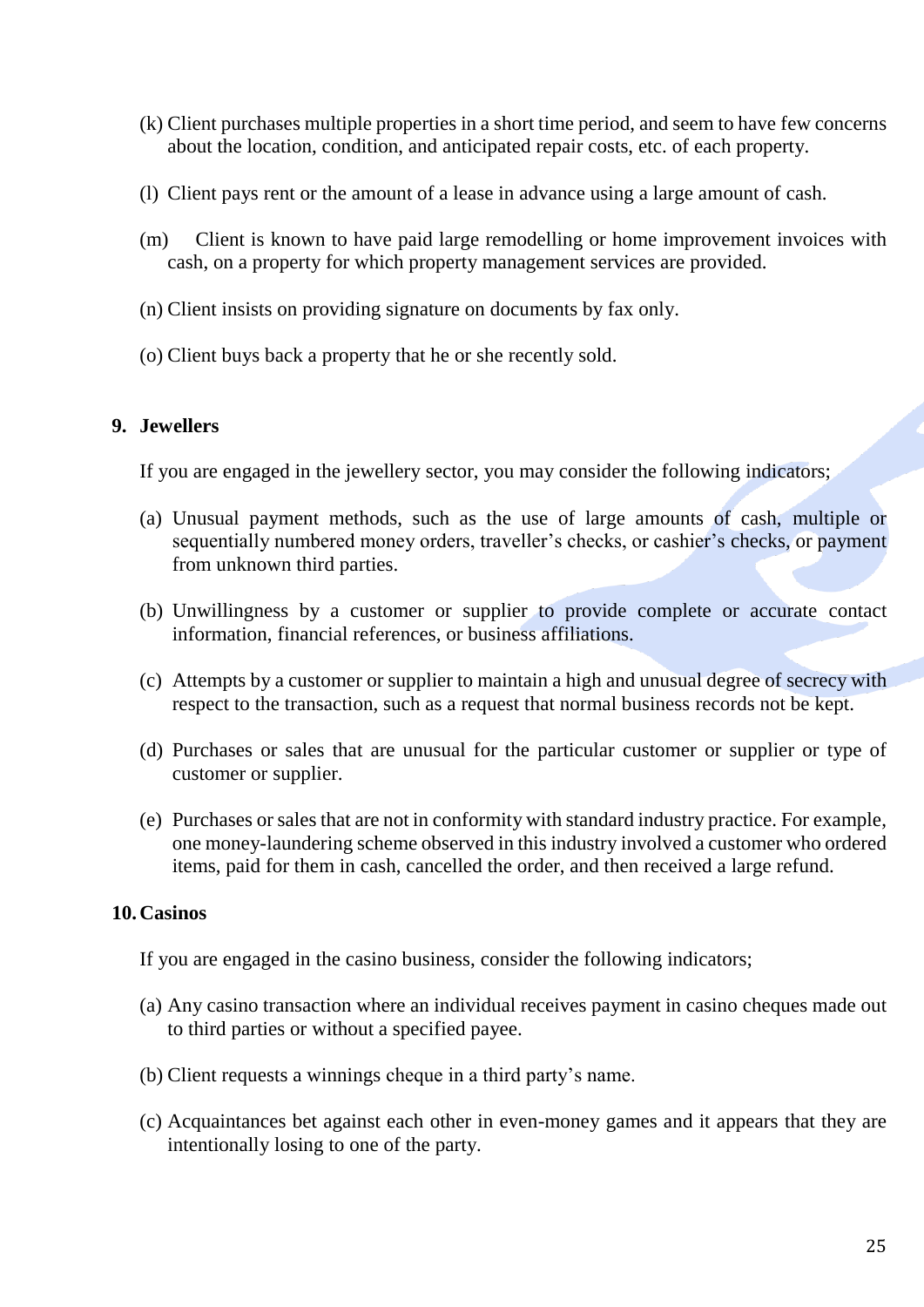(k) Client purchases multiple properties in a short time period, and seem to have few concerns about the location, condition, and anticipated repair costs, etc. of each property.

(l) Client pays rent or the amount of a lease in advance using a large amount of cash.

(m) Client is known to have paid large remodelling or home improvement invoices with cash, on a property for which property management services are provided.

(n) Client insists on providing signature on documents by fax only.

(o) Client buys back a property that he or she recently sold.

## 9. Jewellers

If you are engaged in the jewellery sector, you may consider the following indicators;

(a) Unusual payment methods, such as the use of large amounts of cash, multiple or sequentially numbered money orders, traveller's checks, or cashier's checks, or payment from unknown third parties.

(b) Unwillingness by a customer or supplier to provide complete or accurate contact information, financial references, or business affiliations.

(c) Attempts by a customer or supplier to maintain a high and unusual degree of secrecy with respect to the transaction, such as a request that normal business records not be kept.

(d) Purchases or sales that are unusual for the particular customer or supplier or type of customer or supplier.

(e) Purchases or sales that are not in conformity with standard industry practice. For example, one money-laundering scheme observed in this industry involved a customer who ordered items, paid for them in cash, cancelled the order, and then received a large refund.

## 10. Casinos

If you are engaged in the casino business, consider the following indicators;

(a) Any casino transaction where an individual receives payment in casino cheques made out to third parties or without a specified payee.

(b) Client requests a winnings cheque in a third party's name.

(c) Acquaintances bet against each other in even-money games and it appears that they are intentionally losing to one of the party.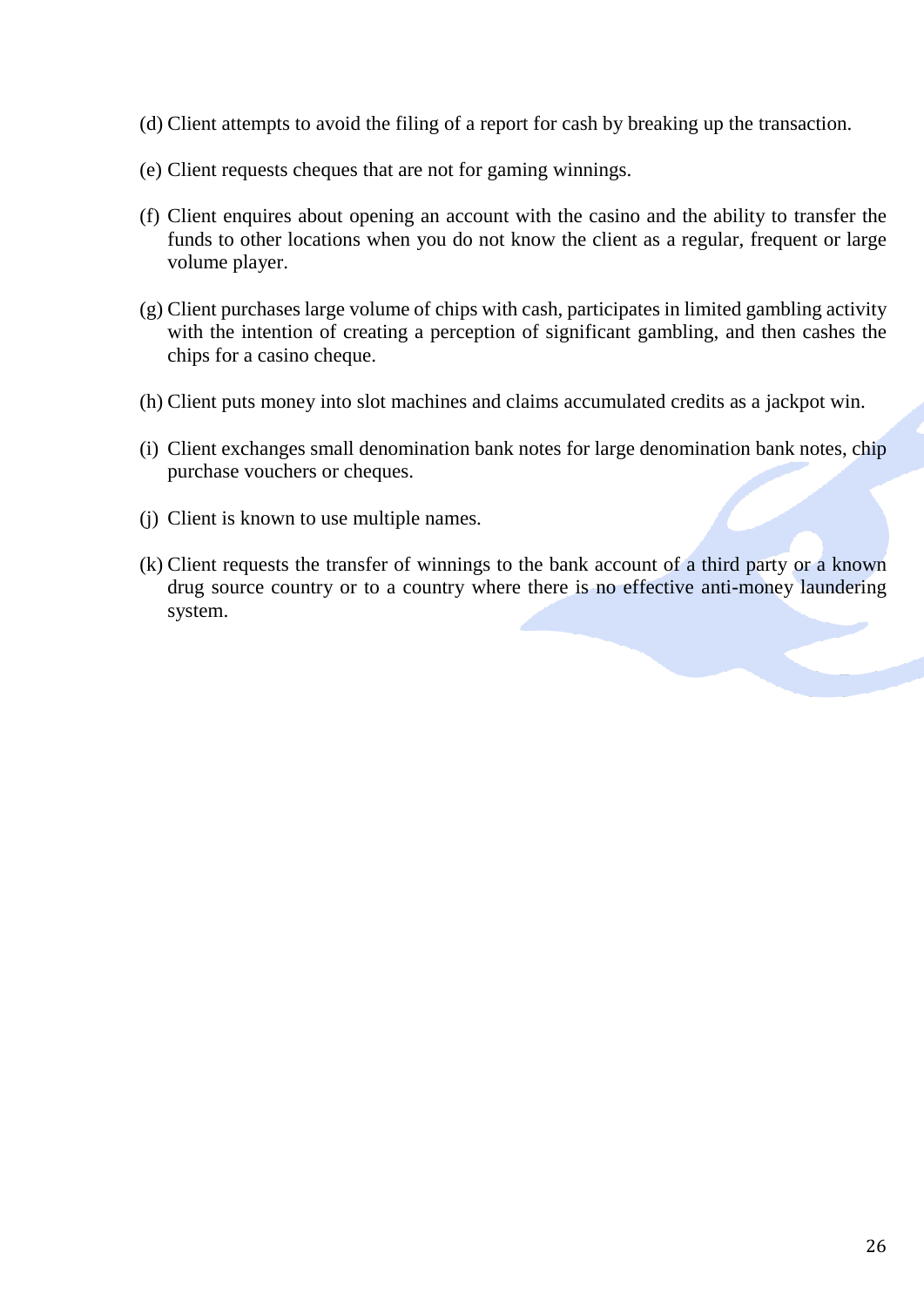(d) Client attempts to avoid the filing of a report for cash by breaking up the transaction.

(e) Client requests cheques that are not for gaming winnings.

(f) Client enquires about opening an account with the casino and the ability to transfer the funds to other locations when you do not know the client as a regular, frequent or large volume player.

(g) Client purchases large volume of chips with cash, participates in limited gambling activity with the intention of creating a perception of significant gambling, and then cashes the chips for a casino cheque.

(h) Client puts money into slot machines and claims accumulated credits as a jackpot win.

(i) Client exchanges small denomination bank notes for large denomination bank notes, chip purchase vouchers or cheques.

(j) Client is known to use multiple names.

(k) Client requests the transfer of winnings to the bank account of a third party or a known drug source country or to a country where there is no effective anti-money laundering system.